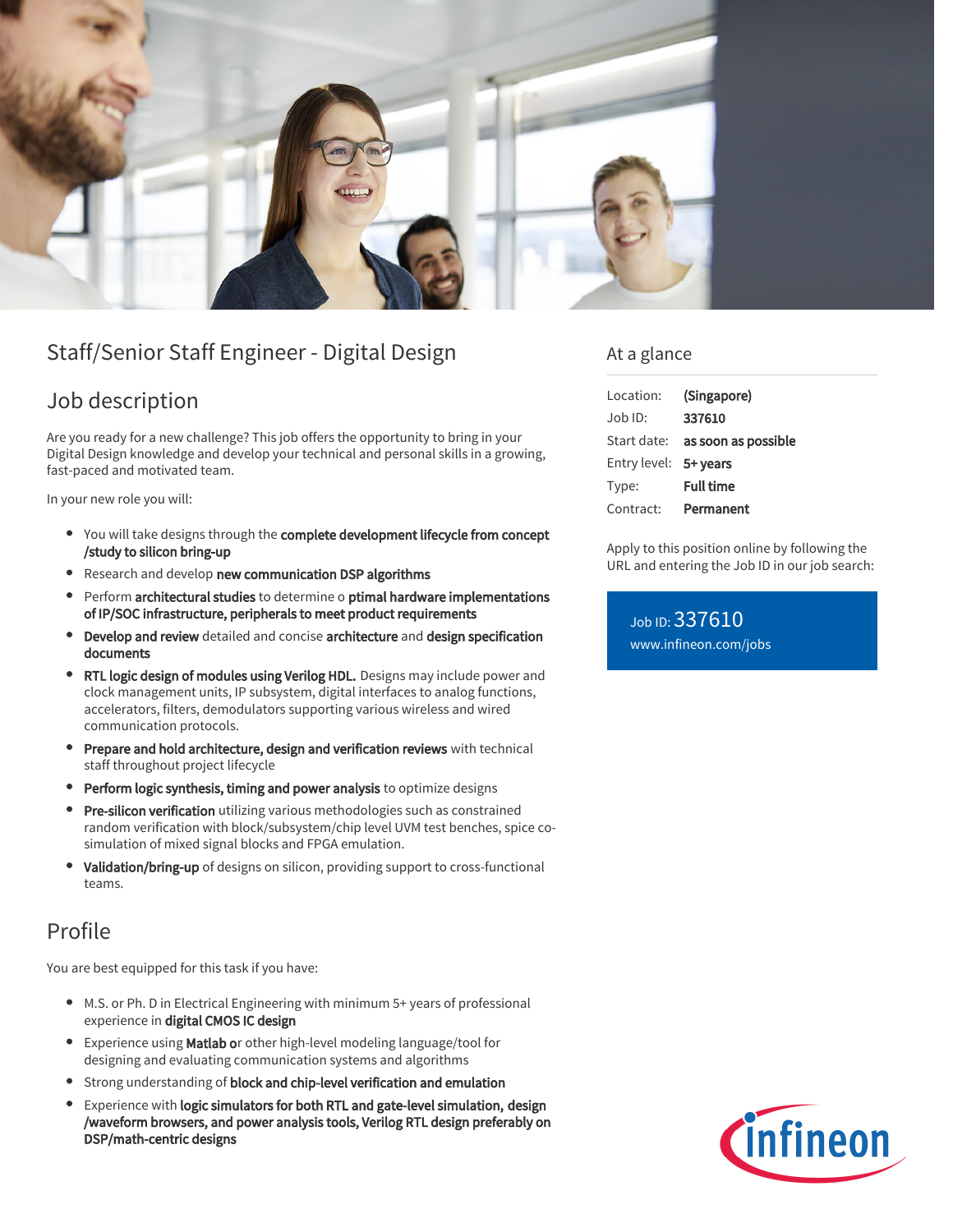# Staff/Senior Staff Engineer - Digital Design

## Job description

Are you ready for a new challenge? This job offers the opportunity to bring in your Digital Design knowledge and develop your technical and personal skills in a growing, fast-paced and motivated team.

In your new role you will:

- You will take designs through the **complete development lifecycle from concept /study to silicon bring-up**
- Research and develop **new communication DSP algorithms**
- Perform **architectural studies** to determine o **ptimal hardware implementations of IP/SOC infrastructure, peripherals to meet product requirements**
- **Develop and review** detailed and concise **architecture** and **design specification documents**
- **RTL logic design of modules using Verilog HDL.** Designs may include power and clock management units, IP subsystem, digital interfaces to analog functions, accelerators, filters, demodulators supporting various wireless and wired communication protocols.
- **Prepare and hold architecture, design and verification reviews** with technical staff throughout project lifecycle
- **Perform logic synthesis, timing and power analysis** to optimize designs
- **Pre-silicon verification** utilizing various methodologies such as constrained random verification with block/subsystem/chip level UVM test benches, spice co-simulation of mixed signal blocks and FPGA emulation.
- **Validation/bring-up** of designs on silicon, providing support to cross-functional teams.

## Profile

You are best equipped for this task if you have:

- M.S. or Ph. D in Electrical Engineering with minimum 5+ years of professional experience in **digital CMOS IC design**
- Experience using **Matlab o**r other high-level modeling language/tool for designing and evaluating communication systems and algorithms
- Strong understanding of **block and chip-level verification and emulation**
- Experience with **logic simulators for both RTL and gate-level simulation, design /waveform browsers, and power analysis tools, Verilog RTL design preferably on DSP/math-centric designs**

## At a glance

| | |
|---|---|
| Location: | **(Singapore)** |
| Job ID: | **337610** |
| Start date: | **as soon as possible** |
| Entry level: | **5+ years** |
| Type: | **Full time** |
| Contract: | **Permanent** |

Apply to this position online by following the URL and entering the Job ID in our job search:

Job ID: 337610
www.infineon.com/jobs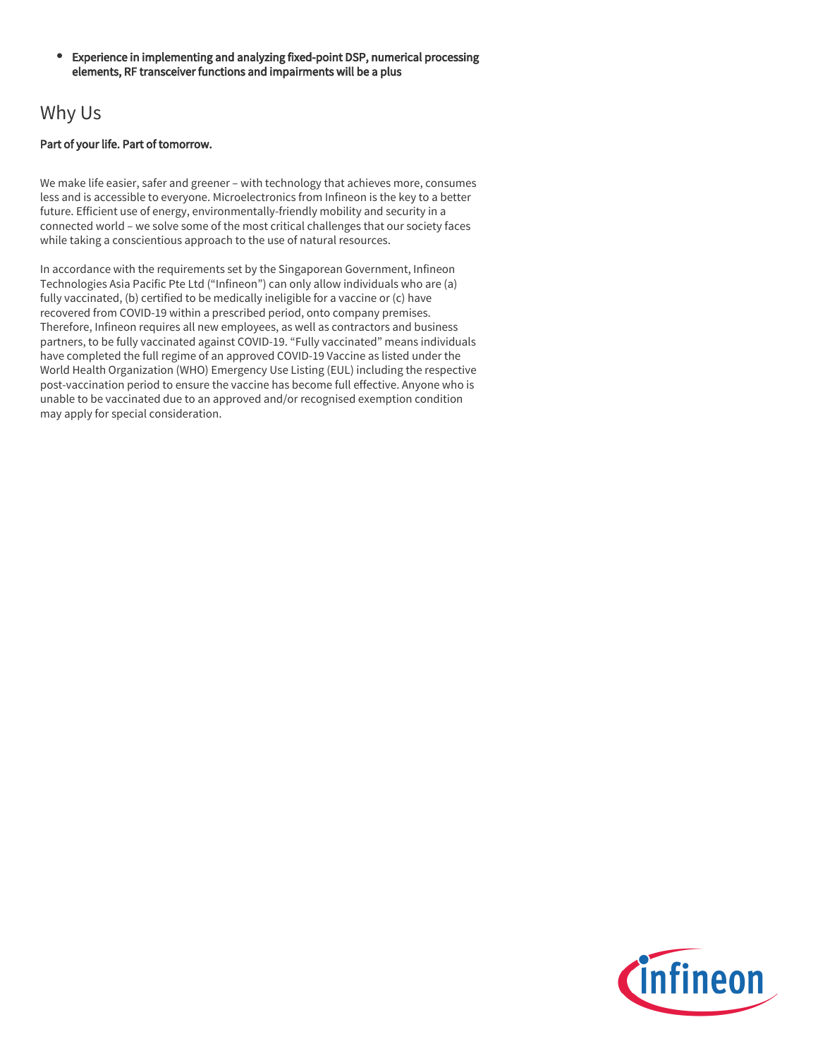- **Experience in implementing and analyzing fixed-point DSP, numerical processing elements, RF transceiver functions and impairments will be a plus**

## Why Us

**Part of your life. Part of tomorrow.**

We make life easier, safer and greener – with technology that achieves more, consumes less and is accessible to everyone. Microelectronics from Infineon is the key to a better future. Efficient use of energy, environmentally-friendly mobility and security in a connected world – we solve some of the most critical challenges that our society faces while taking a conscientious approach to the use of natural resources.

In accordance with the requirements set by the Singaporean Government, Infineon Technologies Asia Pacific Pte Ltd ("Infineon") can only allow individuals who are (a) fully vaccinated, (b) certified to be medically ineligible for a vaccine or (c) have recovered from COVID-19 within a prescribed period, onto company premises. Therefore, Infineon requires all new employees, as well as contractors and business partners, to be fully vaccinated against COVID-19. "Fully vaccinated" means individuals have completed the full regime of an approved COVID-19 Vaccine as listed under the World Health Organization (WHO) Emergency Use Listing (EUL) including the respective post-vaccination period to ensure the vaccine has become full effective. Anyone who is unable to be vaccinated due to an approved and/or recognised exemption condition may apply for special consideration.